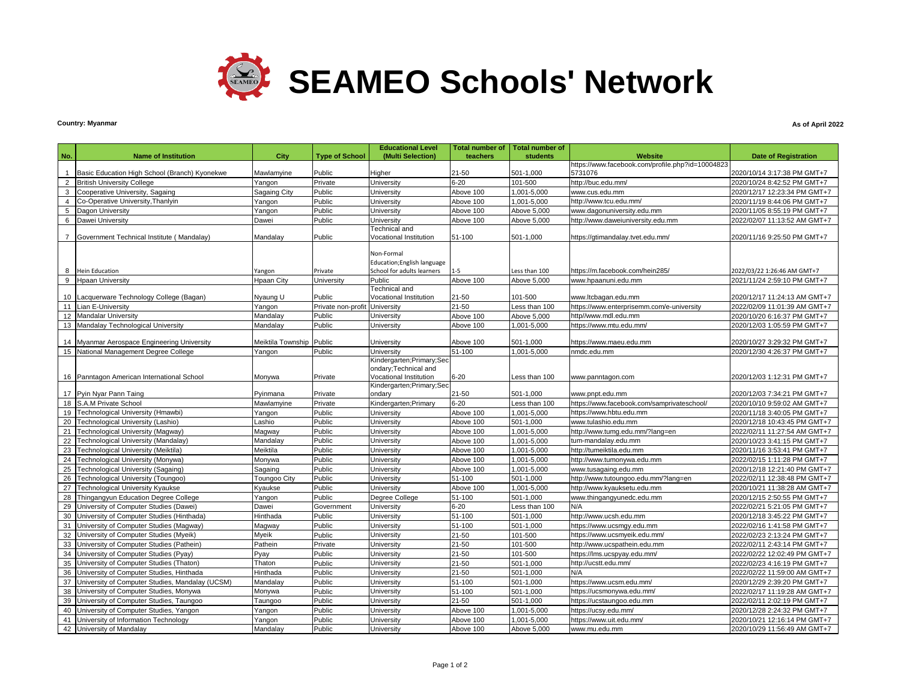# SEAMEO Schools' Network

**Country: Myanmar**

**As of April 2022**

| No. | Name of Institution | City | Type of School | Educational Level (Multi Selection) | Total number of teachers | Total number of students | Website | Date of Registration |
|---|---|---|---|---|---|---|---|---|
| 1 | Basic Education High School (Branch) Kyonekwe | Mawlamyine | Public | Higher | 21-50 | 501-1,000 | https://www.facebook.com/profile.php?id=100048235731076 | 2020/10/14 3:17:38 PM GMT+7 |
| 2 | British University College | Yangon | Private | University | 6-20 | 101-500 | http://buc.edu.mm/ | 2020/10/24 8:42:52 PM GMT+7 |
| 3 | Cooperative University, Sagaing | Sagaing City | Public | University | Above 100 | 1,001-5,000 | www.cus.edu.mm | 2020/12/17 12:23:34 PM GMT+7 |
| 4 | Co-Operative University,Thanlyin | Yangon | Public | University | Above 100 | 1,001-5,000 | http://www.tcu.edu.mm/ | 2020/11/19 8:44:06 PM GMT+7 |
| 5 | Dagon University | Yangon | Public | University | Above 100 | Above 5,000 | www.dagonuniversity.edu.mm | 2020/11/05 8:55:19 PM GMT+7 |
| 6 | Dawei University | Dawei | Public | University | Above 100 | Above 5,000 | http://www.daweiuniversity.edu.mm | 2022/02/07 11:13:52 AM GMT+7 |
| 7 | Government Technical Institute ( Mandalay) | Mandalay | Public | Technical and Vocational Institution | 51-100 | 501-1,000 | https://gtimandalay.tvet.edu.mm/ | 2020/11/16 9:25:50 PM GMT+7 |
| 8 | Hein Education | Yangon | Private | Non-Formal Education;English language School for adults learners | 1-5 | Less than 100 | https://m.facebook.com/hein285/ | 2022/03/22 1:26:46 AM GMT+7 |
| 9 | Hpaan University | Hpaan City | University | Public | Above 100 | Above 5,000 | www.hpaanuni.edu.mm | 2021/11/24 2:59:10 PM GMT+7 |
| 10 | Lacquerware Technology College (Bagan) | Nyaung U | Public | Technical and Vocational Institution | 21-50 | 101-500 | www.ltcbagan.edu.mm | 2020/12/17 11:24:13 AM GMT+7 |
| 11 | Lian E-University | Yangon | Private non-profit | University | 21-50 | Less than 100 | https://www.enterprisemm.com/e-university | 2022/02/09 11:01:39 AM GMT+7 |
| 12 | Mandalar University | Mandalay | Public | University | Above 100 | Above 5,000 | http//www.mdl.edu.mm | 2020/10/20 6:16:37 PM GMT+7 |
| 13 | Mandalay Technological University | Mandalay | Public | University | Above 100 | 1,001-5,000 | https://www.mtu.edu.mm/ | 2020/12/03 1:05:59 PM GMT+7 |
| 14 | Myanmar Aerospace Engineering University | Meiktila Township | Public | University | Above 100 | 501-1,000 | https://www.maeu.edu.mm | 2020/10/27 3:29:32 PM GMT+7 |
| 15 | National Management Degree College | Yangon | Public | University | 51-100 | 1,001-5,000 | nmdc.edu.mm | 2020/12/30 4:26:37 PM GMT+7 |
| 16 | Panntagon American International School | Monywa | Private | Kindergarten;Primary;Secondary;Technical and Vocational Institution | 6-20 | Less than 100 | www.panntagon.com | 2020/12/03 1:12:31 PM GMT+7 |
| 17 | Pyin Nyar Pann Taing | Pyinmana | Private | Kindergarten;Primary;Secondary | 21-50 | 501-1,000 | www.pnpt.edu.mm | 2020/12/03 7:34:21 PM GMT+7 |
| 18 | S.A.M Private School | Mawlamyine | Private | Kindergarten;Primary | 6-20 | Less than 100 | https://www.facebook.com/samprivateschool/ | 2020/10/10 9:59:02 AM GMT+7 |
| 19 | Technological University (Hmawbi) | Yangon | Public | University | Above 100 | 1,001-5,000 | https://www.hbtu.edu.mm | 2020/11/18 3:40:05 PM GMT+7 |
| 20 | Technological University (Lashio) | Lashio | Public | University | Above 100 | 501-1,000 | www.tulashio.edu.mm | 2020/12/18 10:43:45 PM GMT+7 |
| 21 | Technological University (Magway) | Magway | Public | University | Above 100 | 1,001-5,000 | http://www.tumg.edu.mm/?lang=en | 2022/02/11 11:27:54 AM GMT+7 |
| 22 | Technological University (Mandalay) | Mandalay | Public | University | Above 100 | 1,001-5,000 | tum-mandalay.edu.mm | 2020/10/23 3:41:15 PM GMT+7 |
| 23 | Technological University (Meiktila) | Meiktila | Public | University | Above 100 | 1,001-5,000 | http://tumeiktila.edu.mm | 2020/11/16 3:53:41 PM GMT+7 |
| 24 | Technological University (Monywa) | Monywa | Public | University | Above 100 | 1,001-5,000 | http://www.tumonywa.edu.mm | 2022/02/15 1:11:28 PM GMT+7 |
| 25 | Technological University (Sagaing) | Sagaing | Public | University | Above 100 | 1,001-5,000 | www.tusagaing.edu.mm | 2020/12/18 12:21:40 PM GMT+7 |
| 26 | Technological University (Toungoo) | Toungoo City | Public | University | 51-100 | 501-1,000 | http://www.tutoungoo.edu.mm/?lang=en | 2022/02/11 12:38:48 PM GMT+7 |
| 27 | Technological University Kyaukse | Kyaukse | Public | University | Above 100 | 1,001-5,000 | http://www.kyauksetu.edu.mm | 2020/10/21 11:38:28 AM GMT+7 |
| 28 | Thingangyun Education Degree College | Yangon | Public | Degree College | 51-100 | 501-1,000 | www.thingangyunedc.edu.mm | 2020/12/15 2:50:55 PM GMT+7 |
| 29 | University of Computer Studies (Dawei) | Dawei | Government | University | 6-20 | Less than 100 | N/A | 2022/02/21 5:21:05 PM GMT+7 |
| 30 | University of Computer Studies (Hinthada) | Hinthada | Public | University | 51-100 | 501-1,000 | http://www.ucsh.edu.mm | 2020/12/18 3:45:22 PM GMT+7 |
| 31 | University of Computer Studies (Magway) | Magway | Public | University | 51-100 | 501-1,000 | https://www.ucsmgy.edu.mm | 2022/02/16 1:41:58 PM GMT+7 |
| 32 | University of Computer Studies (Myeik) | Myeik | Public | University | 21-50 | 101-500 | https://www.ucsmyeik.edu.mm/ | 2022/02/23 2:13:24 PM GMT+7 |
| 33 | University of Computer Studies (Pathein) | Pathein | Private | University | 21-50 | 101-500 | http://www.ucspathein.edu.mm | 2022/02/11 2:43:14 PM GMT+7 |
| 34 | University of Computer Studies (Pyay) | Pyay | Public | University | 21-50 | 101-500 | https://lms.ucspyay.edu.mm/ | 2022/02/22 12:02:49 PM GMT+7 |
| 35 | University of Computer Studies (Thaton) | Thaton | Public | University | 21-50 | 501-1,000 | http://ucstt.edu.mm/ | 2022/02/23 4:16:19 PM GMT+7 |
| 36 | University of Computer Studies, Hinthada | Hinthada | Public | University | 21-50 | 501-1,000 | N/A | 2022/02/22 11:59:00 AM GMT+7 |
| 37 | University of Computer Studies, Mandalay (UCSM) | Mandalay | Public | University | 51-100 | 501-1,000 | https://www.ucsm.edu.mm/ | 2020/12/29 2:39:20 PM GMT+7 |
| 38 | University of Computer Studies, Monywa | Monywa | Public | University | 51-100 | 501-1,000 | https://ucsmonywa.edu.mm/ | 2022/02/17 11:19:28 AM GMT+7 |
| 39 | University of Computer Studies, Taungoo | Taungoo | Public | University | 21-50 | 501-1,000 | https://ucstaungoo.edu.mm | 2022/02/11 2:02:19 PM GMT+7 |
| 40 | University of Computer Studies, Yangon | Yangon | Public | University | Above 100 | 1,001-5,000 | https://ucsy.edu.mm/ | 2020/12/28 2:24:32 PM GMT+7 |
| 41 | University of Information Technology | Yangon | Public | University | Above 100 | 1,001-5,000 | https://www.uit.edu.mm/ | 2020/10/21 12:16:14 PM GMT+7 |
| 42 | University of Mandalay | Mandalay | Public | University | Above 100 | Above 5,000 | www.mu.edu.mm | 2020/10/29 11:56:49 AM GMT+7 |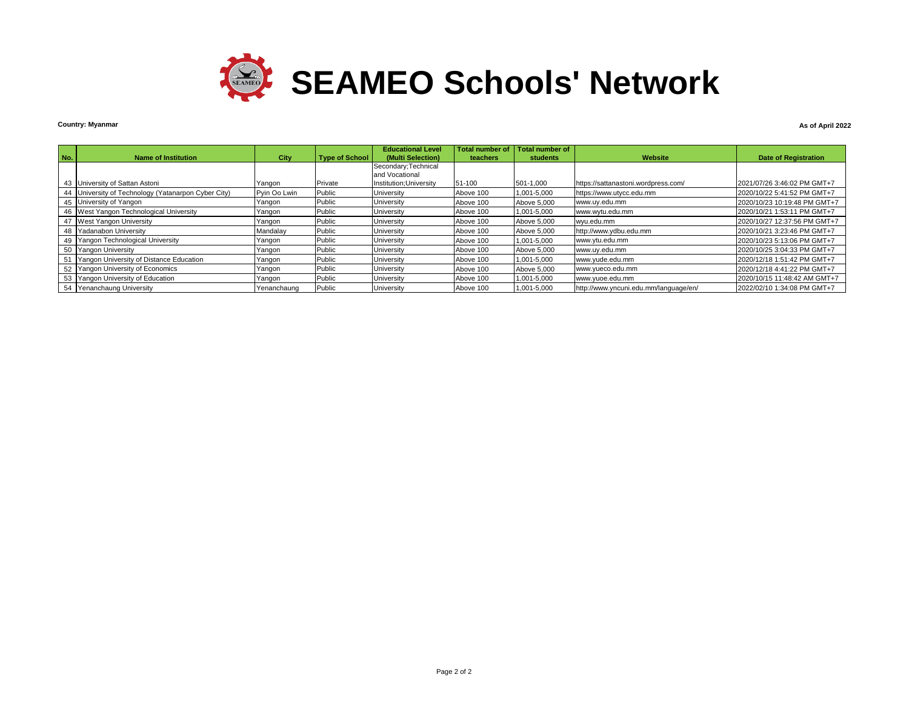# SEAMEO Schools' Network

**Country: Myanmar**

**As of April 2022**

| No. | Name of Institution | City | Type of School | Educational Level (Multi Selection) | Total number of teachers | Total number of students | Website | Date of Registration |
|---|---|---|---|---|---|---|---|---|
| 43 | University of Sattan Astoni | Yangon | Private | Secondary;Technical and Vocational Institution;University | 51-100 | 501-1,000 | https://sattanastoni.wordpress.com/ | 2021/07/26 3:46:02 PM GMT+7 |
| 44 | University of Technology (Yatanarpon Cyber City) | Pyin Oo Lwin | Public | University | Above 100 | 1,001-5,000 | https://www.utycc.edu.mm | 2020/10/22 5:41:52 PM GMT+7 |
| 45 | University of Yangon | Yangon | Public | University | Above 100 | Above 5,000 | www.uy.edu.mm | 2020/10/23 10:19:48 PM GMT+7 |
| 46 | West Yangon Technological University | Yangon | Public | University | Above 100 | 1,001-5,000 | www.wytu.edu.mm | 2020/10/21 1:53:11 PM GMT+7 |
| 47 | West Yangon University | Yangon | Public | University | Above 100 | Above 5,000 | wyu.edu.mm | 2020/10/27 12:37:56 PM GMT+7 |
| 48 | Yadanabon University | Mandalay | Public | University | Above 100 | Above 5,000 | http://www.ydbu.edu.mm | 2020/10/21 3:23:46 PM GMT+7 |
| 49 | Yangon Technological University | Yangon | Public | University | Above 100 | 1,001-5,000 | www.ytu.edu.mm | 2020/10/23 5:13:06 PM GMT+7 |
| 50 | Yangon University | Yangon | Public | University | Above 100 | Above 5,000 | www.uy.edu.mm | 2020/10/25 3:04:33 PM GMT+7 |
| 51 | Yangon University of Distance Education | Yangon | Public | University | Above 100 | 1,001-5,000 | www.yude.edu.mm | 2020/12/18 1:51:42 PM GMT+7 |
| 52 | Yangon University of Economics | Yangon | Public | University | Above 100 | Above 5,000 | www.yueco.edu.mm | 2020/12/18 4:41:22 PM GMT+7 |
| 53 | Yangon University of Education | Yangon | Public | University | Above 100 | 1,001-5,000 | www.yuoe.edu.mm | 2020/10/15 11:48:42 AM GMT+7 |
| 54 | Yenanchaung University | Yenanchaung | Public | University | Above 100 | 1,001-5,000 | http://www.yncuni.edu.mm/language/en/ | 2022/02/10 1:34:08 PM GMT+7 |